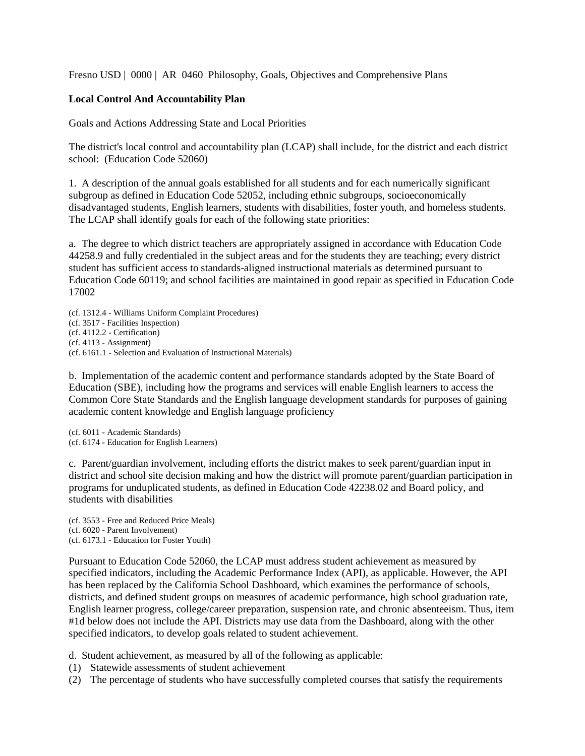Fresno USD | 0000 | AR 0460 Philosophy, Goals, Objectives and Comprehensive Plans

**Local Control And Accountability Plan**

Goals and Actions Addressing State and Local Priorities

The district's local control and accountability plan (LCAP) shall include, for the district and each district school: (Education Code 52060)

1. A description of the annual goals established for all students and for each numerically significant subgroup as defined in Education Code 52052, including ethnic subgroups, socioeconomically disadvantaged students, English learners, students with disabilities, foster youth, and homeless students. The LCAP shall identify goals for each of the following state priorities:

a. The degree to which district teachers are appropriately assigned in accordance with Education Code 44258.9 and fully credentialed in the subject areas and for the students they are teaching; every district student has sufficient access to standards-aligned instructional materials as determined pursuant to Education Code 60119; and school facilities are maintained in good repair as specified in Education Code 17002

(cf. 1312.4 - Williams Uniform Complaint Procedures)
(cf. 3517 - Facilities Inspection)
(cf. 4112.2 - Certification)
(cf. 4113 - Assignment)
(cf. 6161.1 - Selection and Evaluation of Instructional Materials)

b. Implementation of the academic content and performance standards adopted by the State Board of Education (SBE), including how the programs and services will enable English learners to access the Common Core State Standards and the English language development standards for purposes of gaining academic content knowledge and English language proficiency

(cf. 6011 - Academic Standards)
(cf. 6174 - Education for English Learners)

c. Parent/guardian involvement, including efforts the district makes to seek parent/guardian input in district and school site decision making and how the district will promote parent/guardian participation in programs for unduplicated students, as defined in Education Code 42238.02 and Board policy, and students with disabilities

(cf. 3553 - Free and Reduced Price Meals)
(cf. 6020 - Parent Involvement)
(cf. 6173.1 - Education for Foster Youth)

Pursuant to Education Code 52060, the LCAP must address student achievement as measured by specified indicators, including the Academic Performance Index (API), as applicable. However, the API has been replaced by the California School Dashboard, which examines the performance of schools, districts, and defined student groups on measures of academic performance, high school graduation rate, English learner progress, college/career preparation, suspension rate, and chronic absenteeism. Thus, item #1d below does not include the API. Districts may use data from the Dashboard, along with the other specified indicators, to develop goals related to student achievement.

d. Student achievement, as measured by all of the following as applicable:

(1) Statewide assessments of student achievement

(2) The percentage of students who have successfully completed courses that satisfy the requirements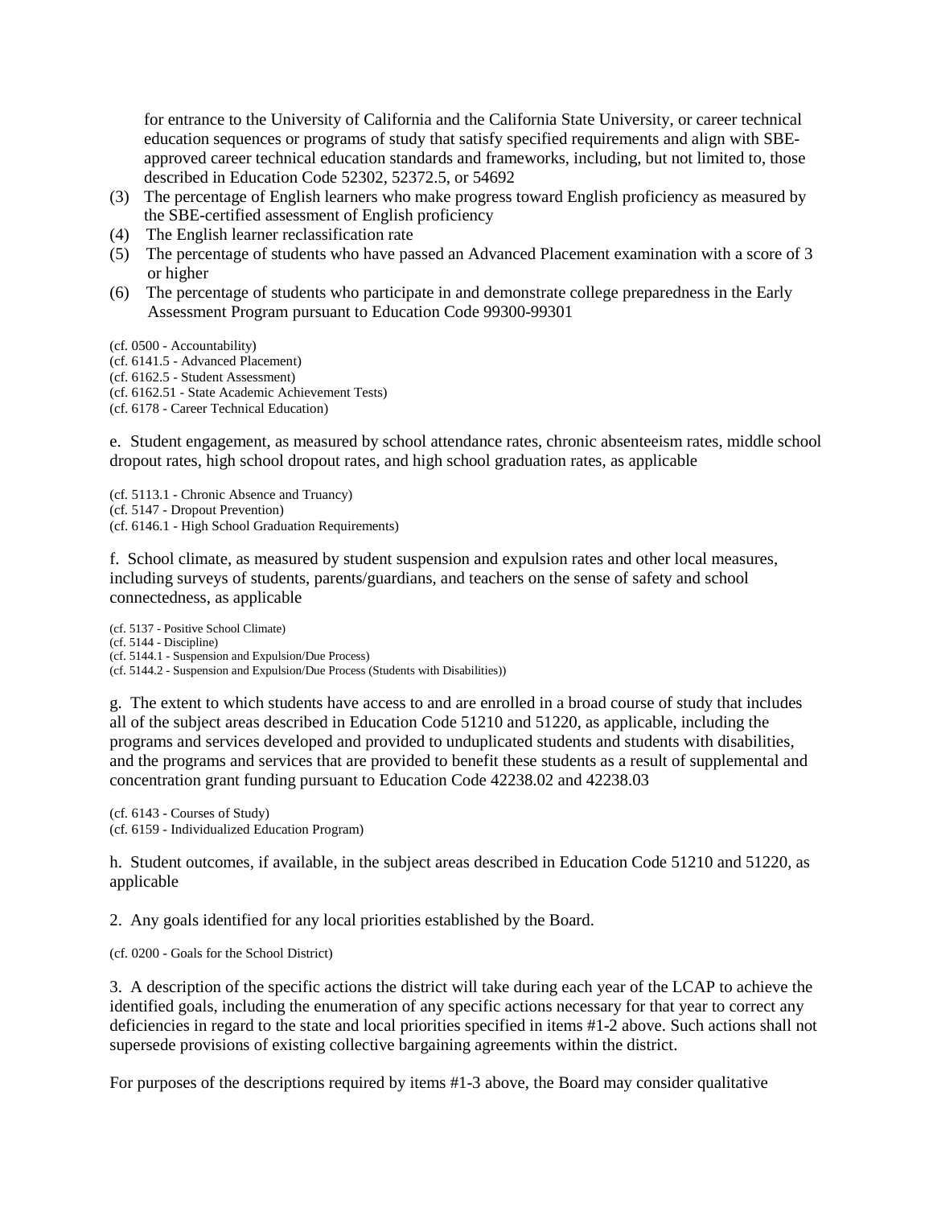for entrance to the University of California and the California State University, or career technical education sequences or programs of study that satisfy specified requirements and align with SBE-approved career technical education standards and frameworks, including, but not limited to, those described in Education Code 52302, 52372.5, or 54692

(3) The percentage of English learners who make progress toward English proficiency as measured by the SBE-certified assessment of English proficiency

(4) The English learner reclassification rate

(5) The percentage of students who have passed an Advanced Placement examination with a score of 3 or higher

(6) The percentage of students who participate in and demonstrate college preparedness in the Early Assessment Program pursuant to Education Code 99300-99301

(cf. 0500 - Accountability)
(cf. 6141.5 - Advanced Placement)
(cf. 6162.5 - Student Assessment)
(cf. 6162.51 - State Academic Achievement Tests)
(cf. 6178 - Career Technical Education)

e. Student engagement, as measured by school attendance rates, chronic absenteeism rates, middle school dropout rates, high school dropout rates, and high school graduation rates, as applicable

(cf. 5113.1 - Chronic Absence and Truancy)
(cf. 5147 - Dropout Prevention)
(cf. 6146.1 - High School Graduation Requirements)

f. School climate, as measured by student suspension and expulsion rates and other local measures, including surveys of students, parents/guardians, and teachers on the sense of safety and school connectedness, as applicable

(cf. 5137 - Positive School Climate)
(cf. 5144 - Discipline)
(cf. 5144.1 - Suspension and Expulsion/Due Process)
(cf. 5144.2 - Suspension and Expulsion/Due Process (Students with Disabilities))

g. The extent to which students have access to and are enrolled in a broad course of study that includes all of the subject areas described in Education Code 51210 and 51220, as applicable, including the programs and services developed and provided to unduplicated students and students with disabilities, and the programs and services that are provided to benefit these students as a result of supplemental and concentration grant funding pursuant to Education Code 42238.02 and 42238.03

(cf. 6143 - Courses of Study)
(cf. 6159 - Individualized Education Program)

h. Student outcomes, if available, in the subject areas described in Education Code 51210 and 51220, as applicable

2. Any goals identified for any local priorities established by the Board.

(cf. 0200 - Goals for the School District)

3. A description of the specific actions the district will take during each year of the LCAP to achieve the identified goals, including the enumeration of any specific actions necessary for that year to correct any deficiencies in regard to the state and local priorities specified in items #1-2 above. Such actions shall not supersede provisions of existing collective bargaining agreements within the district.

For purposes of the descriptions required by items #1-3 above, the Board may consider qualitative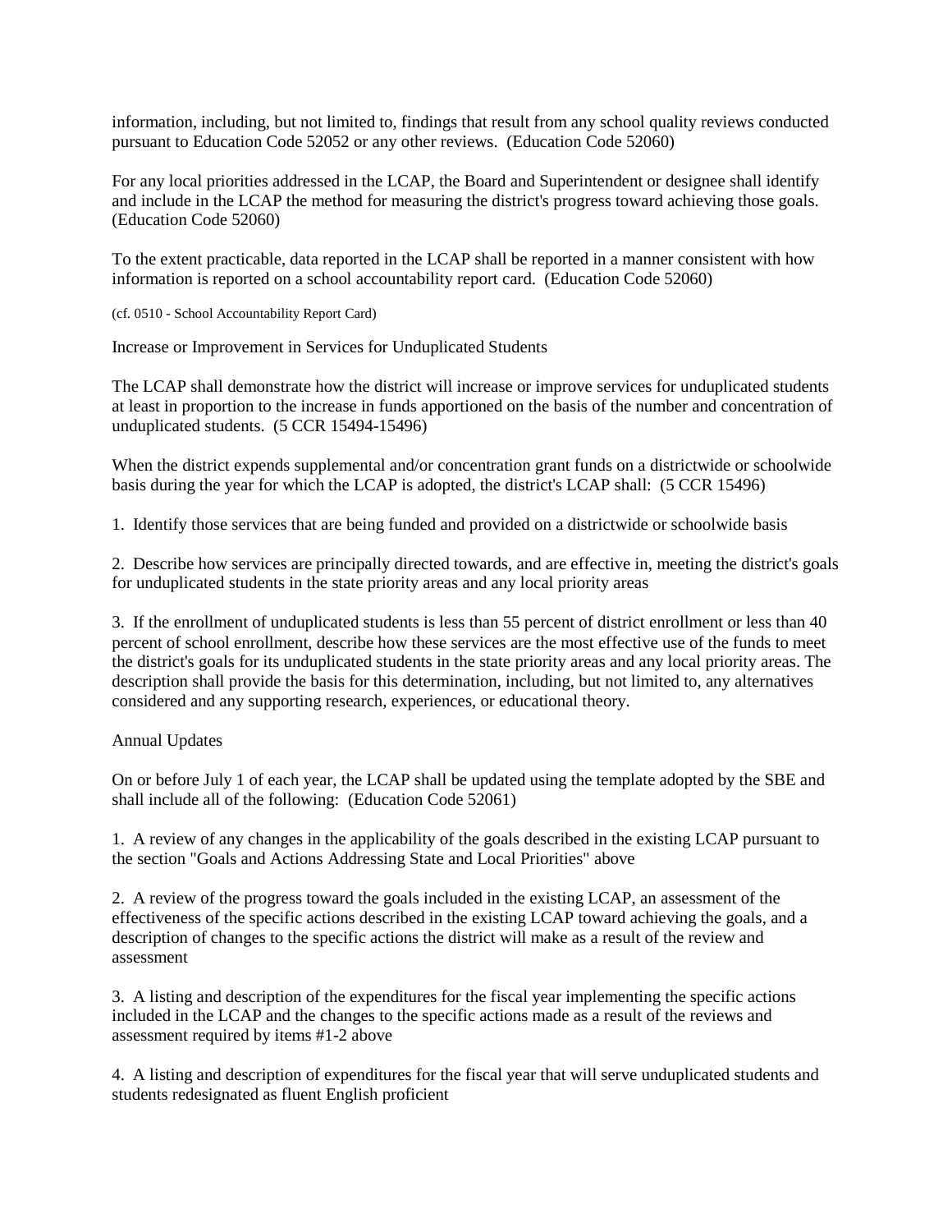information, including, but not limited to, findings that result from any school quality reviews conducted pursuant to Education Code 52052 or any other reviews. (Education Code 52060)

For any local priorities addressed in the LCAP, the Board and Superintendent or designee shall identify and include in the LCAP the method for measuring the district's progress toward achieving those goals. (Education Code 52060)

To the extent practicable, data reported in the LCAP shall be reported in a manner consistent with how information is reported on a school accountability report card. (Education Code 52060)

(cf. 0510 - School Accountability Report Card)

Increase or Improvement in Services for Unduplicated Students

The LCAP shall demonstrate how the district will increase or improve services for unduplicated students at least in proportion to the increase in funds apportioned on the basis of the number and concentration of unduplicated students. (5 CCR 15494-15496)

When the district expends supplemental and/or concentration grant funds on a districtwide or schoolwide basis during the year for which the LCAP is adopted, the district's LCAP shall: (5 CCR 15496)

1. Identify those services that are being funded and provided on a districtwide or schoolwide basis

2. Describe how services are principally directed towards, and are effective in, meeting the district's goals for unduplicated students in the state priority areas and any local priority areas

3. If the enrollment of unduplicated students is less than 55 percent of district enrollment or less than 40 percent of school enrollment, describe how these services are the most effective use of the funds to meet the district's goals for its unduplicated students in the state priority areas and any local priority areas. The description shall provide the basis for this determination, including, but not limited to, any alternatives considered and any supporting research, experiences, or educational theory.

Annual Updates

On or before July 1 of each year, the LCAP shall be updated using the template adopted by the SBE and shall include all of the following: (Education Code 52061)

1. A review of any changes in the applicability of the goals described in the existing LCAP pursuant to the section "Goals and Actions Addressing State and Local Priorities" above

2. A review of the progress toward the goals included in the existing LCAP, an assessment of the effectiveness of the specific actions described in the existing LCAP toward achieving the goals, and a description of changes to the specific actions the district will make as a result of the review and assessment

3. A listing and description of the expenditures for the fiscal year implementing the specific actions included in the LCAP and the changes to the specific actions made as a result of the reviews and assessment required by items #1-2 above

4. A listing and description of expenditures for the fiscal year that will serve unduplicated students and students redesignated as fluent English proficient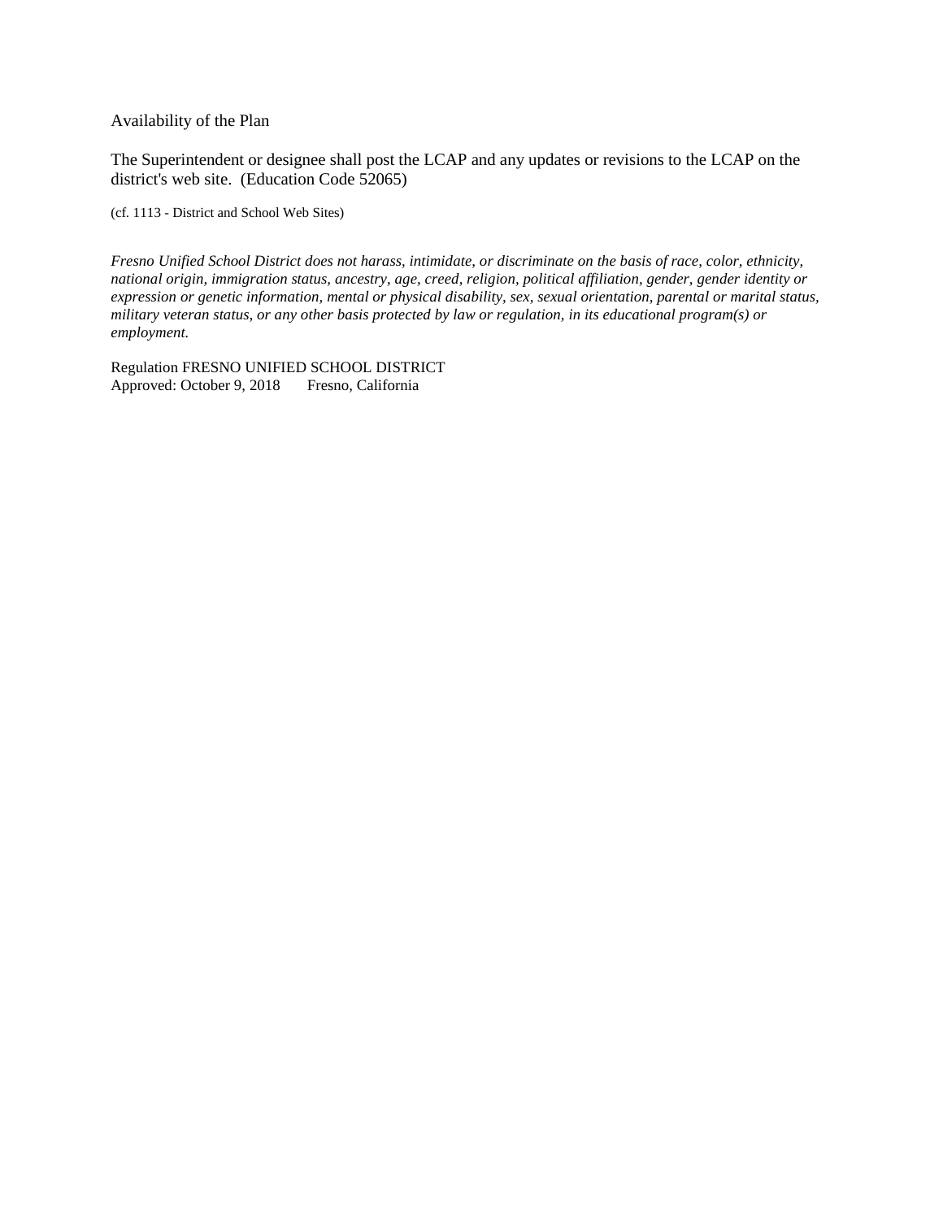Availability of the Plan

The Superintendent or designee shall post the LCAP and any updates or revisions to the LCAP on the district's web site. (Education Code 52065)

(cf. 1113 - District and School Web Sites)

*Fresno Unified School District does not harass, intimidate, or discriminate on the basis of race, color, ethnicity, national origin, immigration status, ancestry, age, creed, religion, political affiliation, gender, gender identity or expression or genetic information, mental or physical disability, sex, sexual orientation, parental or marital status, military veteran status, or any other basis protected by law or regulation, in its educational program(s) or employment.*

Regulation FRESNO UNIFIED SCHOOL DISTRICT
Approved: October 9, 2018 Fresno, California